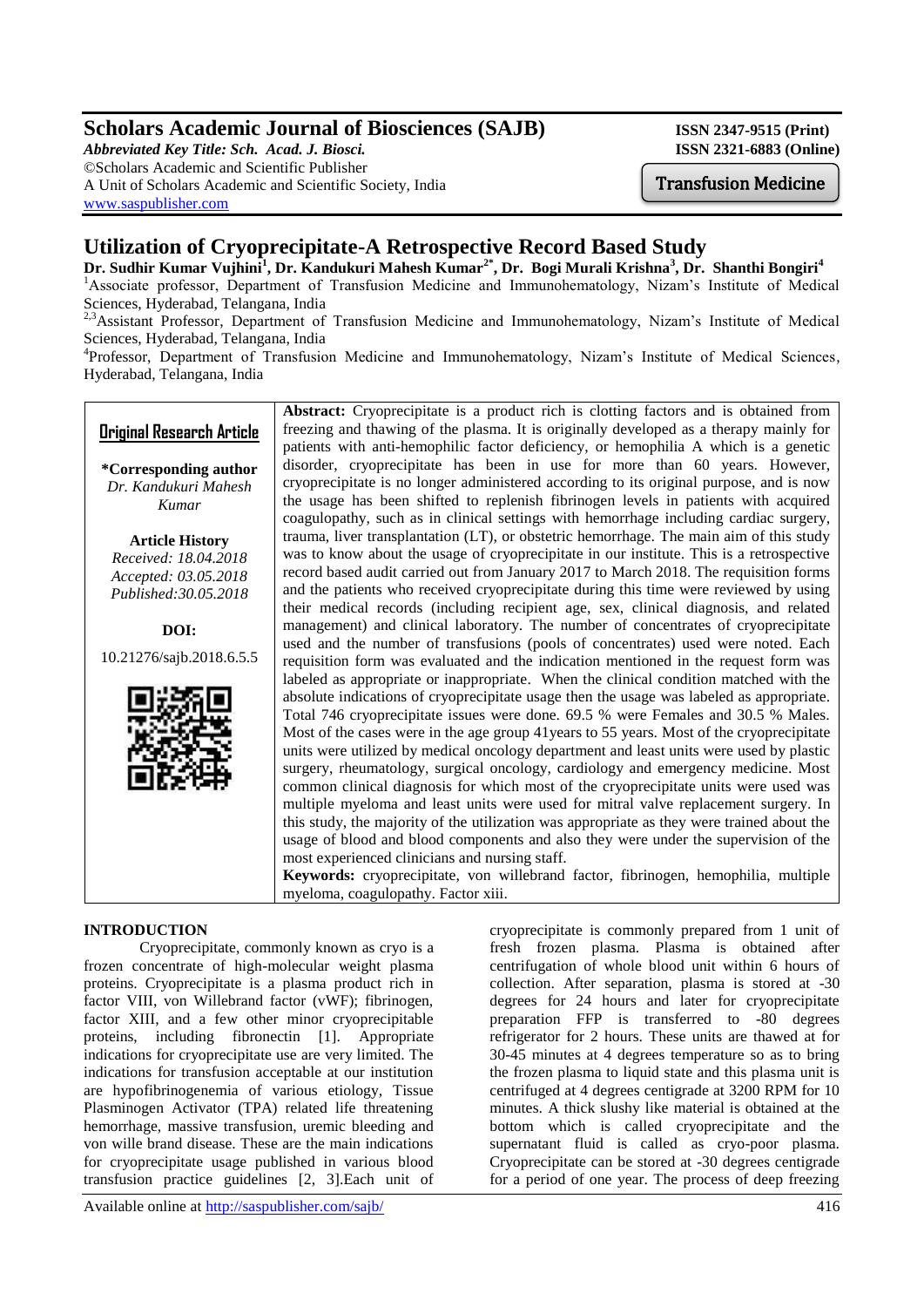# Scholars Academic Journal of Biosciences (SAJB)

*Abbreviated Key Title: Sch. Acad. J. Biosci.*
©Scholars Academic and Scientific Publisher
A Unit of Scholars Academic and Scientific Society, India
www.saspublisher.com

**ISSN 2347-9515 (Print)**
**ISSN 2321-6883 (Online)**

Transfusion Medicine

# Utilization of Cryoprecipitate-A Retrospective Record Based Study

**Dr. Sudhir Kumar Vujhini[1], Dr. Kandukuri Mahesh Kumar[2*], Dr. Bogi Murali Krishna[3], Dr. Shanthi Bongiri[4]**

[1]Associate professor, Department of Transfusion Medicine and Immunohematology, Nizam's Institute of Medical Sciences, Hyderabad, Telangana, India

[2,3]Assistant Professor, Department of Transfusion Medicine and Immunohematology, Nizam's Institute of Medical Sciences, Hyderabad, Telangana, India

[4]Professor, Department of Transfusion Medicine and Immunohematology, Nizam's Institute of Medical Sciences, Hyderabad, Telangana, India

**Original Research Article**

**\*Corresponding author**
*Dr. Kandukuri Mahesh Kumar*

**Article History**
*Received: 18.04.2018*
*Accepted: 03.05.2018*
*Published:30.05.2018*

**DOI:**
10.21276/sajb.2018.6.5.5

**Abstract:** Cryoprecipitate is a product rich is clotting factors and is obtained from freezing and thawing of the plasma. It is originally developed as a therapy mainly for patients with anti-hemophilic factor deficiency, or hemophilia A which is a genetic disorder, cryoprecipitate has been in use for more than 60 years. However, cryoprecipitate is no longer administered according to its original purpose, and is now the usage has been shifted to replenish fibrinogen levels in patients with acquired coagulopathy, such as in clinical settings with hemorrhage including cardiac surgery, trauma, liver transplantation (LT), or obstetric hemorrhage. The main aim of this study was to know about the usage of cryoprecipitate in our institute. This is a retrospective record based audit carried out from January 2017 to March 2018. The requisition forms and the patients who received cryoprecipitate during this time were reviewed by using their medical records (including recipient age, sex, clinical diagnosis, and related management) and clinical laboratory. The number of concentrates of cryoprecipitate used and the number of transfusions (pools of concentrates) used were noted. Each requisition form was evaluated and the indication mentioned in the request form was labeled as appropriate or inappropriate. When the clinical condition matched with the absolute indications of cryoprecipitate usage then the usage was labeled as appropriate. Total 746 cryoprecipitate issues were done. 69.5 % were Females and 30.5 % Males. Most of the cases were in the age group 41years to 55 years. Most of the cryoprecipitate units were utilized by medical oncology department and least units were used by plastic surgery, rheumatology, surgical oncology, cardiology and emergency medicine. Most common clinical diagnosis for which most of the cryoprecipitate units were used was multiple myeloma and least units were used for mitral valve replacement surgery. In this study, the majority of the utilization was appropriate as they were trained about the usage of blood and blood components and also they were under the supervision of the most experienced clinicians and nursing staff.

**Keywords:** cryoprecipitate, von willebrand factor, fibrinogen, hemophilia, multiple myeloma, coagulopathy. Factor xiii.

## INTRODUCTION

Cryoprecipitate, commonly known as cryo is a frozen concentrate of high-molecular weight plasma proteins. Cryoprecipitate is a plasma product rich in factor VIII, von Willebrand factor (vWF); fibrinogen, factor XIII, and a few other minor cryoprecipitable proteins, including fibronectin [1]. Appropriate indications for cryoprecipitate use are very limited. The indications for transfusion acceptable at our institution are hypofibrinogenemia of various etiology, Tissue Plasminogen Activator (TPA) related life threatening hemorrhage, massive transfusion, uremic bleeding and von wille brand disease. These are the main indications for cryoprecipitate usage published in various blood transfusion practice guidelines [2, 3].Each unit of cryoprecipitate is commonly prepared from 1 unit of fresh frozen plasma. Plasma is obtained after centrifugation of whole blood unit within 6 hours of collection. After separation, plasma is stored at -30 degrees for 24 hours and later for cryoprecipitate preparation FFP is transferred to -80 degrees refrigerator for 2 hours. These units are thawed at for 30-45 minutes at 4 degrees temperature so as to bring the frozen plasma to liquid state and this plasma unit is centrifuged at 4 degrees centigrade at 3200 RPM for 10 minutes. A thick slushy like material is obtained at the bottom which is called cryoprecipitate and the supernatant fluid is called as cryo-poor plasma. Cryoprecipitate can be stored at -30 degrees centigrade for a period of one year. The process of deep freezing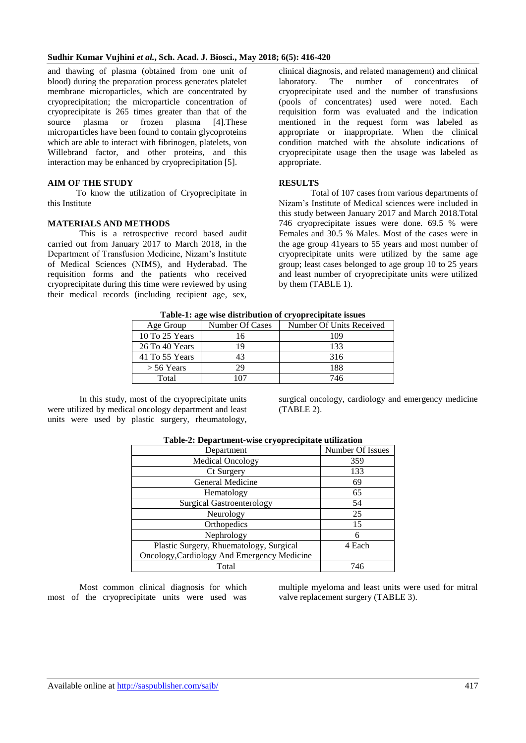and thawing of plasma (obtained from one unit of blood) during the preparation process generates platelet membrane microparticles, which are concentrated by cryoprecipitation; the microparticle concentration of cryoprecipitate is 265 times greater than that of the source plasma or frozen plasma [4].These microparticles have been found to contain glycoproteins which are able to interact with fibrinogen, platelets, von Willebrand factor, and other proteins, and this interaction may be enhanced by cryoprecipitation [5].

## AIM OF THE STUDY

To know the utilization of Cryoprecipitate in this Institute

## MATERIALS AND METHODS

This is a retrospective record based audit carried out from January 2017 to March 2018, in the Department of Transfusion Medicine, Nizam's Institute of Medical Sciences (NIMS), and Hyderabad. The requisition forms and the patients who received cryoprecipitate during this time were reviewed by using their medical records (including recipient age, sex, clinical diagnosis, and related management) and clinical laboratory. The number of concentrates of cryoprecipitate used and the number of transfusions (pools of concentrates) used were noted. Each requisition form was evaluated and the indication mentioned in the request form was labeled as appropriate or inappropriate. When the clinical condition matched with the absolute indications of cryoprecipitate usage then the usage was labeled as appropriate.

## RESULTS

Total of 107 cases from various departments of Nizam's Institute of Medical sciences were included in this study between January 2017 and March 2018.Total 746 cryoprecipitate issues were done. 69.5 % were Females and 30.5 % Males. Most of the cases were in the age group 41years to 55 years and most number of cryoprecipitate units were utilized by the same age group; least cases belonged to age group 10 to 25 years and least number of cryoprecipitate units were utilized by them (TABLE 1).

**Table-1: age wise distribution of cryoprecipitate issues**

| Age Group | Number Of Cases | Number Of Units Received |
|---|---|---|
| 10 To 25 Years | 16 | 109 |
| 26 To 40 Years | 19 | 133 |
| 41 To 55 Years | 43 | 316 |
| > 56 Years | 29 | 188 |
| Total | 107 | 746 |

In this study, most of the cryoprecipitate units were utilized by medical oncology department and least units were used by plastic surgery, rheumatology, surgical oncology, cardiology and emergency medicine (TABLE 2).

**Table-2: Department-wise cryoprecipitate utilization**

| Department | Number Of Issues |
|---|---|
| Medical Oncology | 359 |
| Ct Surgery | 133 |
| General Medicine | 69 |
| Hematology | 65 |
| Surgical Gastroenterology | 54 |
| Neurology | 25 |
| Orthopedics | 15 |
| Nephrology | 6 |
| Plastic Surgery, Rhuematology, Surgical Oncology,Cardiology And Emergency Medicine | 4 Each |
| Total | 746 |

Most common clinical diagnosis for which most of the cryoprecipitate units were used was multiple myeloma and least units were used for mitral valve replacement surgery (TABLE 3).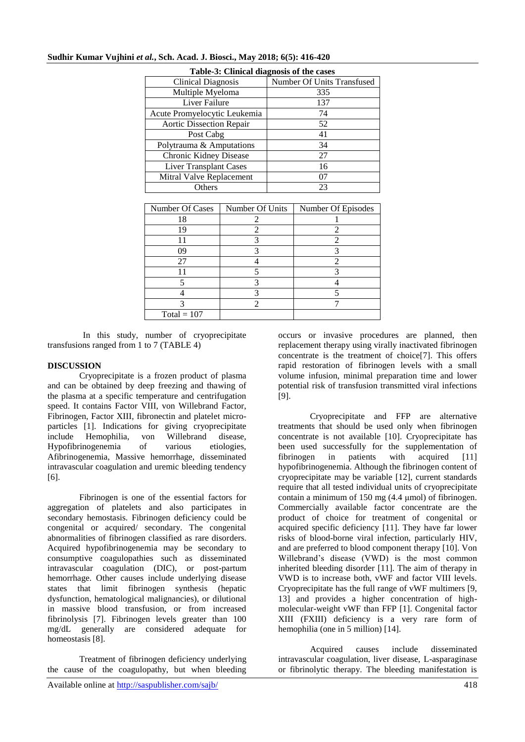**Table-3: Clinical diagnosis of the cases**

| Clinical Diagnosis | Number Of Units Transfused |
|---|---|
| Multiple Myeloma | 335 |
| Liver Failure | 137 |
| Acute Promyelocytic Leukemia | 74 |
| Aortic Dissection Repair | 52 |
| Post Cabg | 41 |
| Polytrauma & Amputations | 34 |
| Chronic Kidney Disease | 27 |
| Liver Transplant Cases | 16 |
| Mitral Valve Replacement | 07 |
| Others | 23 |

| Number Of Cases | Number Of Units | Number Of Episodes |
|---|---|---|
| 18 | 2 | 1 |
| 19 | 2 | 2 |
| 11 | 3 | 2 |
| 09 | 3 | 3 |
| 27 | 4 | 2 |
| 11 | 5 | 3 |
| 5 | 3 | 4 |
| 4 | 3 | 5 |
| 3 | 2 | 7 |
| Total = 107 | | |

In this study, number of cryoprecipitate transfusions ranged from 1 to 7 (TABLE 4)

## DISCUSSION

Cryoprecipitate is a frozen product of plasma and can be obtained by deep freezing and thawing of the plasma at a specific temperature and centrifugation speed. It contains Factor VIII, von Willebrand Factor, Fibrinogen, Factor XIII, fibronectin and platelet micro-particles [1]. Indications for giving cryoprecipitate include Hemophilia, von Willebrand disease, Hypofibrinogenemia of various etiologies, Afibrinogenemia, Massive hemorrhage, disseminated intravascular coagulation and uremic bleeding tendency [6].

Fibrinogen is one of the essential factors for aggregation of platelets and also participates in secondary hemostasis. Fibrinogen deficiency could be congenital or acquired/ secondary. The congenital abnormalities of fibrinogen classified as rare disorders. Acquired hypofibrinogenemia may be secondary to consumptive coagulopathies such as disseminated intravascular coagulation (DIC), or post-partum hemorrhage. Other causes include underlying disease states that limit fibrinogen synthesis (hepatic dysfunction, hematological malignancies), or dilutional in massive blood transfusion, or from increased fibrinolysis [7]. Fibrinogen levels greater than 100 mg/dL generally are considered adequate for homeostasis [8].

Treatment of fibrinogen deficiency underlying the cause of the coagulopathy, but when bleeding occurs or invasive procedures are planned, then replacement therapy using virally inactivated fibrinogen concentrate is the treatment of choice[7]. This offers rapid restoration of fibrinogen levels with a small volume infusion, minimal preparation time and lower potential risk of transfusion transmitted viral infections [9].

Cryoprecipitate and FFP are alternative treatments that should be used only when fibrinogen concentrate is not available [10]. Cryoprecipitate has been used successfully for the supplementation of fibrinogen in patients with acquired [11] hypofibrinogenemia. Although the fibrinogen content of cryoprecipitate may be variable [12], current standards require that all tested individual units of cryoprecipitate contain a minimum of 150 mg (4.4 μmol) of fibrinogen. Commercially available factor concentrate are the product of choice for treatment of congenital or acquired specific deficiency [11]. They have far lower risks of blood-borne viral infection, particularly HIV, and are preferred to blood component therapy [10]. Von Willebrand's disease (VWD) is the most common inherited bleeding disorder [11]. The aim of therapy in VWD is to increase both, vWF and factor VIII levels. Cryoprecipitate has the full range of vWF multimers [9, 13] and provides a higher concentration of high-molecular-weight vWF than FFP [1]. Congenital factor XIII (FXIII) deficiency is a very rare form of hemophilia (one in 5 million) [14].

Acquired causes include disseminated intravascular coagulation, liver disease, L-asparaginase or fibrinolytic therapy. The bleeding manifestation is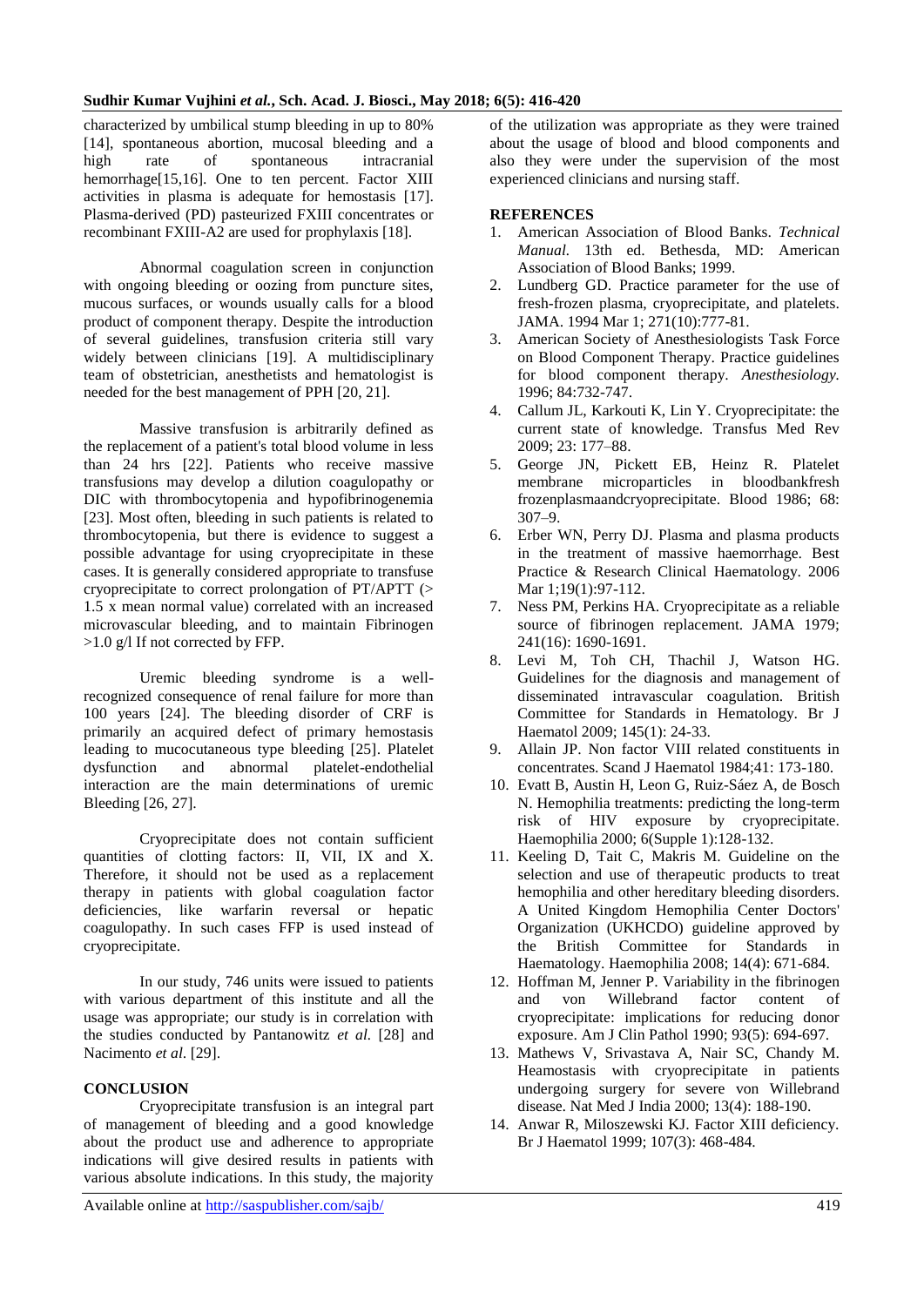characterized by umbilical stump bleeding in up to 80% [14], spontaneous abortion, mucosal bleeding and a high rate of spontaneous intracranial hemorrhage[15,16]. One to ten percent. Factor XIII activities in plasma is adequate for hemostasis [17]. Plasma-derived (PD) pasteurized FXIII concentrates or recombinant FXIII-A2 are used for prophylaxis [18].

Abnormal coagulation screen in conjunction with ongoing bleeding or oozing from puncture sites, mucous surfaces, or wounds usually calls for a blood product of component therapy. Despite the introduction of several guidelines, transfusion criteria still vary widely between clinicians [19]. A multidisciplinary team of obstetrician, anesthetists and hematologist is needed for the best management of PPH [20, 21].

Massive transfusion is arbitrarily defined as the replacement of a patient's total blood volume in less than 24 hrs [22]. Patients who receive massive transfusions may develop a dilution coagulopathy or DIC with thrombocytopenia and hypofibrinogenemia [23]. Most often, bleeding in such patients is related to thrombocytopenia, but there is evidence to suggest a possible advantage for using cryoprecipitate in these cases. It is generally considered appropriate to transfuse cryoprecipitate to correct prolongation of PT/APTT (> 1.5 x mean normal value) correlated with an increased microvascular bleeding, and to maintain Fibrinogen >1.0 g/l If not corrected by FFP.

Uremic bleeding syndrome is a well-recognized consequence of renal failure for more than 100 years [24]. The bleeding disorder of CRF is primarily an acquired defect of primary hemostasis leading to mucocutaneous type bleeding [25]. Platelet dysfunction and abnormal platelet-endothelial interaction are the main determinations of uremic Bleeding [26, 27].

Cryoprecipitate does not contain sufficient quantities of clotting factors: II, VII, IX and X. Therefore, it should not be used as a replacement therapy in patients with global coagulation factor deficiencies, like warfarin reversal or hepatic coagulopathy. In such cases FFP is used instead of cryoprecipitate.

In our study, 746 units were issued to patients with various department of this institute and all the usage was appropriate; our study is in correlation with the studies conducted by Pantanowitz *et al.* [28] and Nacimento *et al.* [29].

## CONCLUSION

Cryoprecipitate transfusion is an integral part of management of bleeding and a good knowledge about the product use and adherence to appropriate indications will give desired results in patients with various absolute indications. In this study, the majority of the utilization was appropriate as they were trained about the usage of blood and blood components and also they were under the supervision of the most experienced clinicians and nursing staff.

## REFERENCES

1. American Association of Blood Banks. *Technical Manual.* 13th ed. Bethesda, MD: American Association of Blood Banks; 1999.
2. Lundberg GD. Practice parameter for the use of fresh-frozen plasma, cryoprecipitate, and platelets. JAMA. 1994 Mar 1; 271(10):777-81.
3. American Society of Anesthesiologists Task Force on Blood Component Therapy. Practice guidelines for blood component therapy. *Anesthesiology.* 1996; 84:732-747.
4. Callum JL, Karkouti K, Lin Y. Cryoprecipitate: the current state of knowledge. Transfus Med Rev 2009; 23: 177–88.
5. George JN, Pickett EB, Heinz R. Platelet membrane microparticles in bloodbankfresh frozenplasmaandcryoprecipitate. Blood 1986; 68: 307–9.
6. Erber WN, Perry DJ. Plasma and plasma products in the treatment of massive haemorrhage. Best Practice & Research Clinical Haematology. 2006 Mar 1;19(1):97-112.
7. Ness PM, Perkins HA. Cryoprecipitate as a reliable source of fibrinogen replacement. JAMA 1979; 241(16): 1690-1691.
8. Levi M, Toh CH, Thachil J, Watson HG. Guidelines for the diagnosis and management of disseminated intravascular coagulation. British Committee for Standards in Hematology. Br J Haematol 2009; 145(1): 24-33.
9. Allain JP. Non factor VIII related constituents in concentrates. Scand J Haematol 1984;41: 173-180.
10. Evatt B, Austin H, Leon G, Ruiz-Sáez A, de Bosch N. Hemophilia treatments: predicting the long-term risk of HIV exposure by cryoprecipitate. Haemophilia 2000; 6(Supple 1):128-132.
11. Keeling D, Tait C, Makris M. Guideline on the selection and use of therapeutic products to treat hemophilia and other hereditary bleeding disorders. A United Kingdom Hemophilia Center Doctors' Organization (UKHCDO) guideline approved by the British Committee for Standards in Haematology. Haemophilia 2008; 14(4): 671-684.
12. Hoffman M, Jenner P. Variability in the fibrinogen and von Willebrand factor content of cryoprecipitate: implications for reducing donor exposure. Am J Clin Pathol 1990; 93(5): 694-697.
13. Mathews V, Srivastava A, Nair SC, Chandy M. Heamostasis with cryoprecipitate in patients undergoing surgery for severe von Willebrand disease. Nat Med J India 2000; 13(4): 188-190.
14. Anwar R, Miloszewski KJ. Factor XIII deficiency. Br J Haematol 1999; 107(3): 468-484.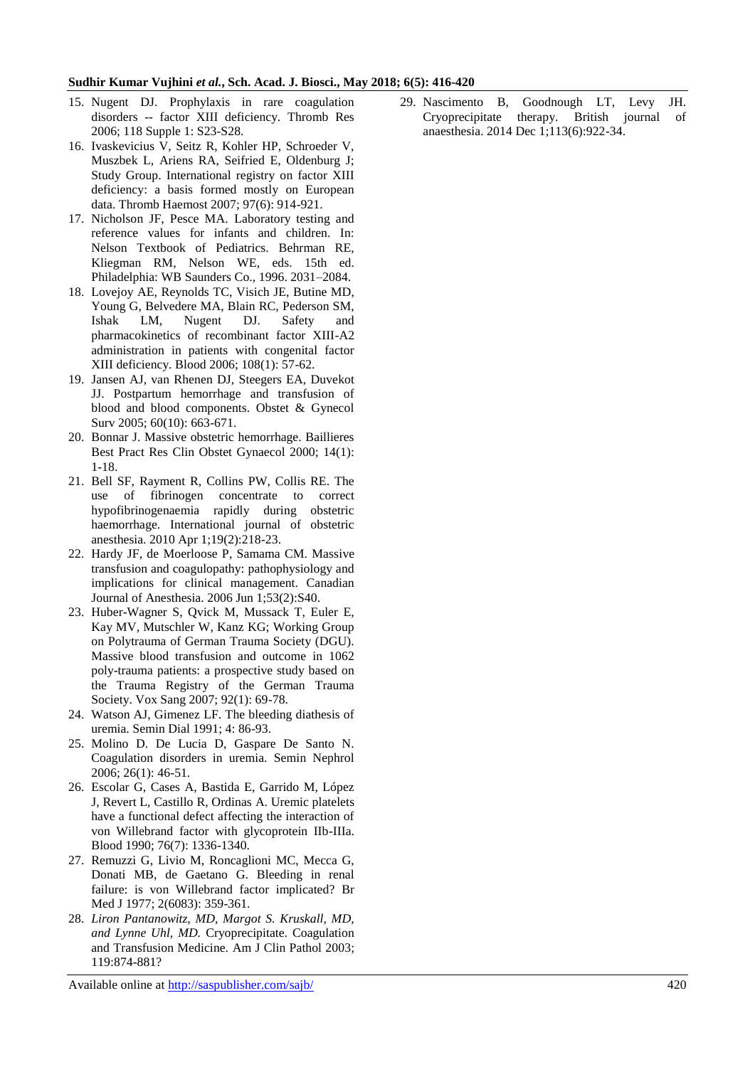15. Nugent DJ. Prophylaxis in rare coagulation disorders -- factor XIII deficiency. Thromb Res 2006; 118 Supple 1: S23-S28.
16. Ivaskevicius V, Seitz R, Kohler HP, Schroeder V, Muszbek L, Ariens RA, Seifried E, Oldenburg J; Study Group. International registry on factor XIII deficiency: a basis formed mostly on European data. Thromb Haemost 2007; 97(6): 914-921.
17. Nicholson JF, Pesce MA. Laboratory testing and reference values for infants and children. In: Nelson Textbook of Pediatrics. Behrman RE, Kliegman RM, Nelson WE, eds. 15th ed. Philadelphia: WB Saunders Co., 1996. 2031–2084.
18. Lovejoy AE, Reynolds TC, Visich JE, Butine MD, Young G, Belvedere MA, Blain RC, Pederson SM, Ishak LM, Nugent DJ. Safety and pharmacokinetics of recombinant factor XIII-A2 administration in patients with congenital factor XIII deficiency. Blood 2006; 108(1): 57-62.
19. Jansen AJ, van Rhenen DJ, Steegers EA, Duvekot JJ. Postpartum hemorrhage and transfusion of blood and blood components. Obstet & Gynecol Surv 2005; 60(10): 663-671.
20. Bonnar J. Massive obstetric hemorrhage. Baillieres Best Pract Res Clin Obstet Gynaecol 2000; 14(1): 1-18.
21. Bell SF, Rayment R, Collins PW, Collis RE. The use of fibrinogen concentrate to correct hypofibrinogenaemia rapidly during obstetric haemorrhage. International journal of obstetric anesthesia. 2010 Apr 1;19(2):218-23.
22. Hardy JF, de Moerloose P, Samama CM. Massive transfusion and coagulopathy: pathophysiology and implications for clinical management. Canadian Journal of Anesthesia. 2006 Jun 1;53(2):S40.
23. Huber-Wagner S, Qvick M, Mussack T, Euler E, Kay MV, Mutschler W, Kanz KG; Working Group on Polytrauma of German Trauma Society (DGU). Massive blood transfusion and outcome in 1062 poly-trauma patients: a prospective study based on the Trauma Registry of the German Trauma Society. Vox Sang 2007; 92(1): 69-78.
24. Watson AJ, Gimenez LF. The bleeding diathesis of uremia. Semin Dial 1991; 4: 86-93.
25. Molino D. De Lucia D, Gaspare De Santo N. Coagulation disorders in uremia. Semin Nephrol 2006; 26(1): 46-51.
26. Escolar G, Cases A, Bastida E, Garrido M, López J, Revert L, Castillo R, Ordinas A. Uremic platelets have a functional defect affecting the interaction of von Willebrand factor with glycoprotein IIb-IIIa. Blood 1990; 76(7): 1336-1340.
27. Remuzzi G, Livio M, Roncaglioni MC, Mecca G, Donati MB, de Gaetano G. Bleeding in renal failure: is von Willebrand factor implicated? Br Med J 1977; 2(6083): 359-361.
28. *Liron Pantanowitz, MD, Margot S. Kruskall, MD, and Lynne Uhl, MD.* Cryoprecipitate. Coagulation and Transfusion Medicine. Am J Clin Pathol 2003; 119:874-881?
29. Nascimento B, Goodnough LT, Levy JH. Cryoprecipitate therapy. British journal of anaesthesia. 2014 Dec 1;113(6):922-34.